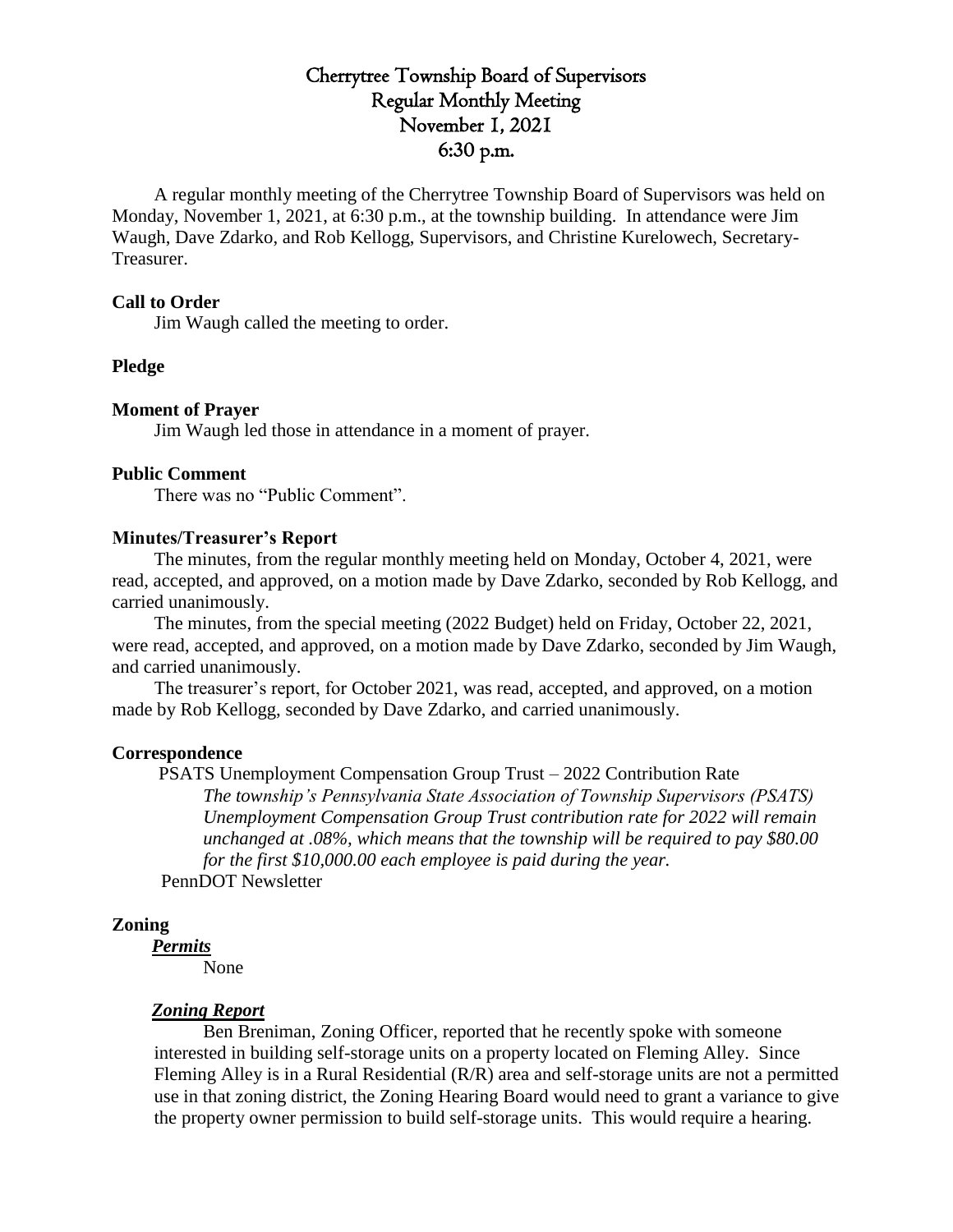# Cherrytree Township Board of Supervisors
## Regular Monthly Meeting
## November 1, 2021
## 6:30 p.m.

A regular monthly meeting of the Cherrytree Township Board of Supervisors was held on Monday, November 1, 2021, at 6:30 p.m., at the township building. In attendance were Jim Waugh, Dave Zdarko, and Rob Kellogg, Supervisors, and Christine Kurelowech, Secretary-Treasurer.

**Call to Order**

Jim Waugh called the meeting to order.

**Pledge**

**Moment of Prayer**

Jim Waugh led those in attendance in a moment of prayer.

**Public Comment**

There was no "Public Comment".

**Minutes/Treasurer's Report**

The minutes, from the regular monthly meeting held on Monday, October 4, 2021, were read, accepted, and approved, on a motion made by Dave Zdarko, seconded by Rob Kellogg, and carried unanimously.

The minutes, from the special meeting (2022 Budget) held on Friday, October 22, 2021, were read, accepted, and approved, on a motion made by Dave Zdarko, seconded by Jim Waugh, and carried unanimously.

The treasurer's report, for October 2021, was read, accepted, and approved, on a motion made by Rob Kellogg, seconded by Dave Zdarko, and carried unanimously.

**Correspondence**

PSATS Unemployment Compensation Group Trust – 2022 Contribution Rate

*The township's Pennsylvania State Association of Township Supervisors (PSATS) Unemployment Compensation Group Trust contribution rate for 2022 will remain unchanged at .08%, which means that the township will be required to pay $80.00 for the first $10,000.00 each employee is paid during the year.*

PennDOT Newsletter

**Zoning**

***Permits***

None

***Zoning Report***

Ben Breniman, Zoning Officer, reported that he recently spoke with someone interested in building self-storage units on a property located on Fleming Alley. Since Fleming Alley is in a Rural Residential (R/R) area and self-storage units are not a permitted use in that zoning district, the Zoning Hearing Board would need to grant a variance to give the property owner permission to build self-storage units. This would require a hearing.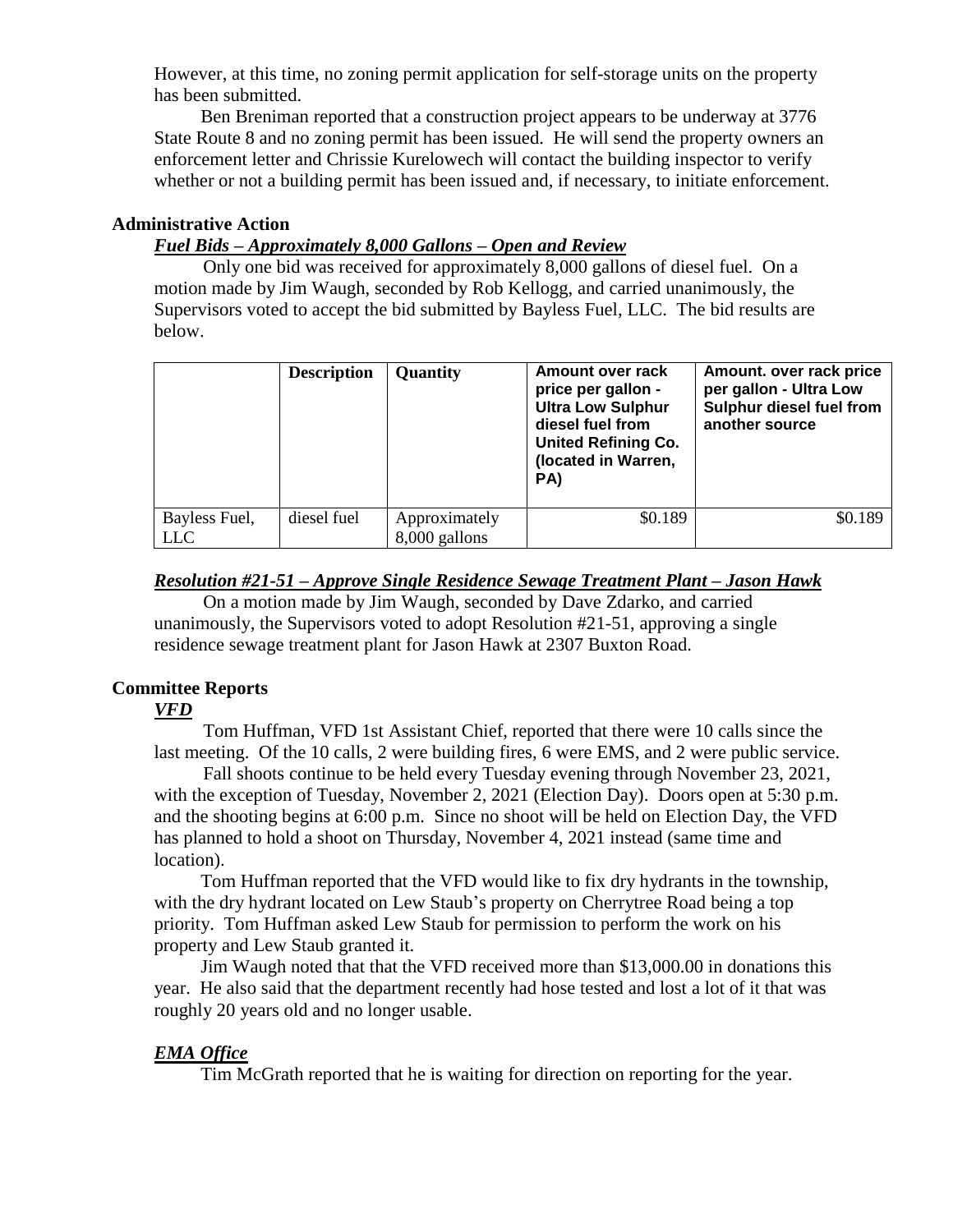However, at this time, no zoning permit application for self-storage units on the property has been submitted.

Ben Breniman reported that a construction project appears to be underway at 3776 State Route 8 and no zoning permit has been issued. He will send the property owners an enforcement letter and Chrissie Kurelowech will contact the building inspector to verify whether or not a building permit has been issued and, if necessary, to initiate enforcement.

## Administrative Action

### ***Fuel Bids – Approximately 8,000 Gallons – Open and Review***

Only one bid was received for approximately 8,000 gallons of diesel fuel. On a motion made by Jim Waugh, seconded by Rob Kellogg, and carried unanimously, the Supervisors voted to accept the bid submitted by Bayless Fuel, LLC. The bid results are below.

| | Description | Quantity | Amount over rack price per gallon - Ultra Low Sulphur diesel fuel from United Refining Co. (located in Warren, PA) | Amount. over rack price per gallon - Ultra Low Sulphur diesel fuel from another source |
|---|---|---|---|---|
| Bayless Fuel, LLC | diesel fuel | Approximately 8,000 gallons | $0.189 | $0.189 |

### ***Resolution #21-51 – Approve Single Residence Sewage Treatment Plant – Jason Hawk***

On a motion made by Jim Waugh, seconded by Dave Zdarko, and carried unanimously, the Supervisors voted to adopt Resolution #21-51, approving a single residence sewage treatment plant for Jason Hawk at 2307 Buxton Road.

## Committee Reports

### ***VFD***

Tom Huffman, VFD 1st Assistant Chief, reported that there were 10 calls since the last meeting. Of the 10 calls, 2 were building fires, 6 were EMS, and 2 were public service.

Fall shoots continue to be held every Tuesday evening through November 23, 2021, with the exception of Tuesday, November 2, 2021 (Election Day). Doors open at 5:30 p.m. and the shooting begins at 6:00 p.m. Since no shoot will be held on Election Day, the VFD has planned to hold a shoot on Thursday, November 4, 2021 instead (same time and location).

Tom Huffman reported that the VFD would like to fix dry hydrants in the township, with the dry hydrant located on Lew Staub's property on Cherrytree Road being a top priority. Tom Huffman asked Lew Staub for permission to perform the work on his property and Lew Staub granted it.

Jim Waugh noted that that the VFD received more than $13,000.00 in donations this year. He also said that the department recently had hose tested and lost a lot of it that was roughly 20 years old and no longer usable.

### ***EMA Office***

Tim McGrath reported that he is waiting for direction on reporting for the year.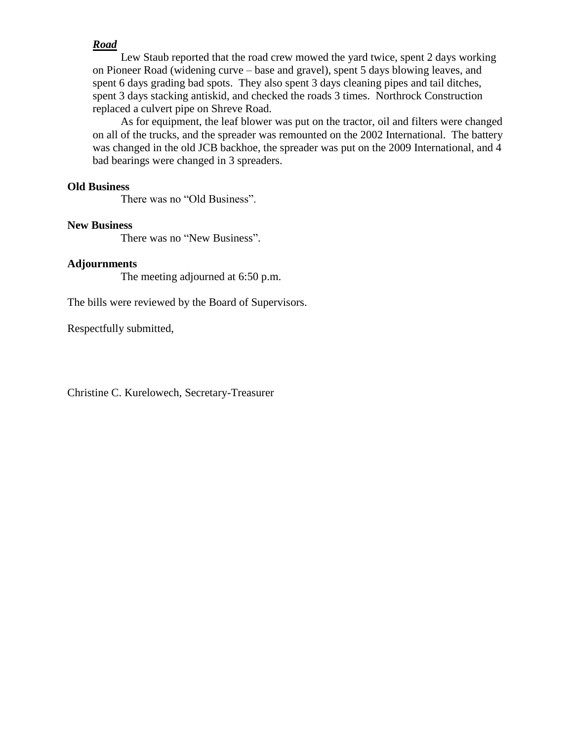***Road***

Lew Staub reported that the road crew mowed the yard twice, spent 2 days working on Pioneer Road (widening curve – base and gravel), spent 5 days blowing leaves, and spent 6 days grading bad spots. They also spent 3 days cleaning pipes and tail ditches, spent 3 days stacking antiskid, and checked the roads 3 times. Northrock Construction replaced a culvert pipe on Shreve Road.

As for equipment, the leaf blower was put on the tractor, oil and filters were changed on all of the trucks, and the spreader was remounted on the 2002 International. The battery was changed in the old JCB backhoe, the spreader was put on the 2009 International, and 4 bad bearings were changed in 3 spreaders.

**Old Business**

There was no "Old Business".

**New Business**

There was no "New Business".

**Adjournments**

The meeting adjourned at 6:50 p.m.

The bills were reviewed by the Board of Supervisors.

Respectfully submitted,

Christine C. Kurelowech, Secretary-Treasurer